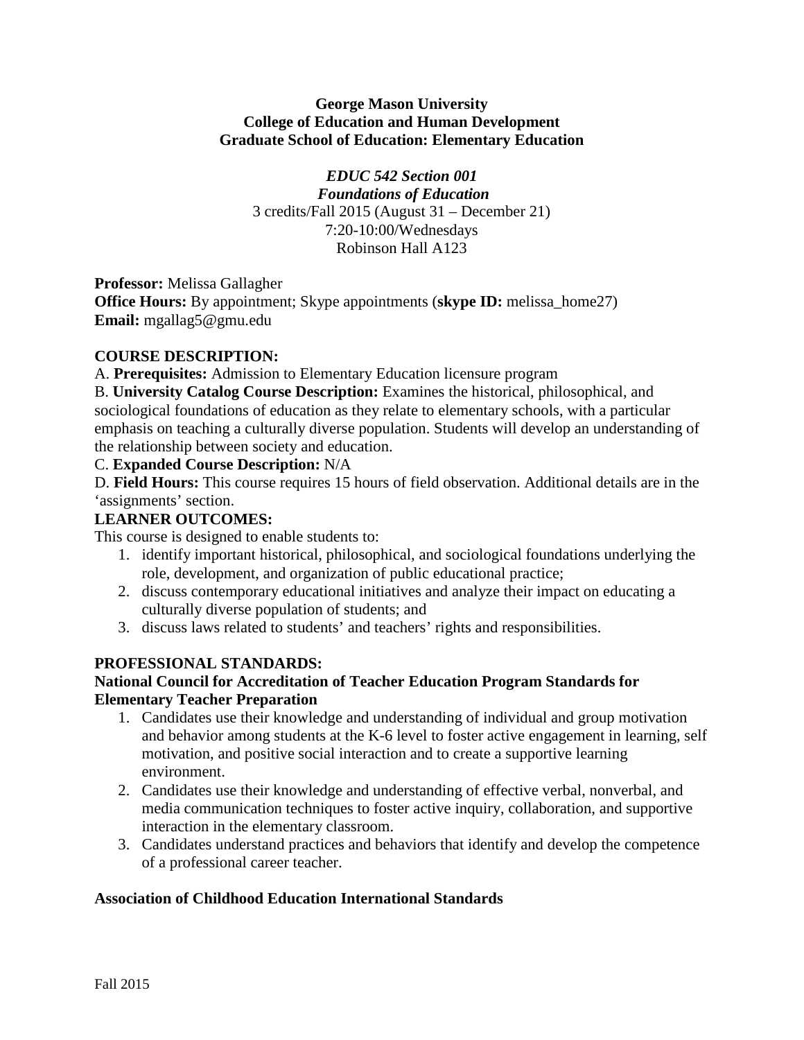**George Mason University**
**College of Education and Human Development**
**Graduate School of Education: Elementary Education**

***EDUC 542 Section 001***
***Foundations of Education***
3 credits/Fall 2015 (August 31 – December 21)
7:20-10:00/Wednesdays
Robinson Hall A123

**Professor:** Melissa Gallagher
**Office Hours:** By appointment; Skype appointments (**skype ID:** melissa_home27)
**Email:** mgallag5@gmu.edu

## COURSE DESCRIPTION:

A. **Prerequisites:** Admission to Elementary Education licensure program

B. **University Catalog Course Description:** Examines the historical, philosophical, and sociological foundations of education as they relate to elementary schools, with a particular emphasis on teaching a culturally diverse population. Students will develop an understanding of the relationship between society and education.

C. **Expanded Course Description:** N/A

D. **Field Hours:** This course requires 15 hours of field observation. Additional details are in the 'assignments' section.

## LEARNER OUTCOMES:

This course is designed to enable students to:

1. identify important historical, philosophical, and sociological foundations underlying the role, development, and organization of public educational practice;
2. discuss contemporary educational initiatives and analyze their impact on educating a culturally diverse population of students; and
3. discuss laws related to students' and teachers' rights and responsibilities.

## PROFESSIONAL STANDARDS:

### National Council for Accreditation of Teacher Education Program Standards for Elementary Teacher Preparation

1. Candidates use their knowledge and understanding of individual and group motivation and behavior among students at the K-6 level to foster active engagement in learning, self motivation, and positive social interaction and to create a supportive learning environment.
2. Candidates use their knowledge and understanding of effective verbal, nonverbal, and media communication techniques to foster active inquiry, collaboration, and supportive interaction in the elementary classroom.
3. Candidates understand practices and behaviors that identify and develop the competence of a professional career teacher.

### Association of Childhood Education International Standards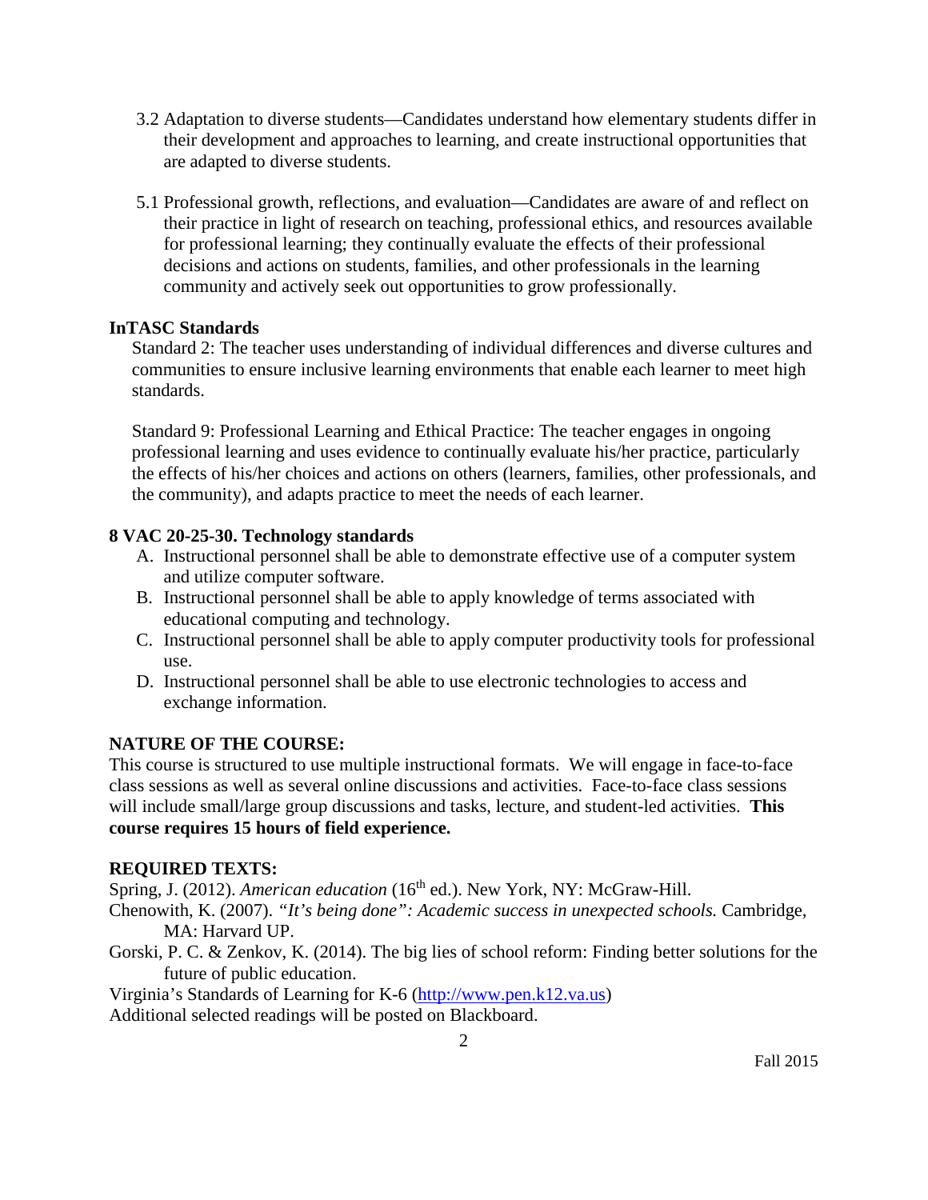3.2 Adaptation to diverse students—Candidates understand how elementary students differ in their development and approaches to learning, and create instructional opportunities that are adapted to diverse students.

5.1 Professional growth, reflections, and evaluation—Candidates are aware of and reflect on their practice in light of research on teaching, professional ethics, and resources available for professional learning; they continually evaluate the effects of their professional decisions and actions on students, families, and other professionals in the learning community and actively seek out opportunities to grow professionally.

**InTASC Standards**

Standard 2: The teacher uses understanding of individual differences and diverse cultures and communities to ensure inclusive learning environments that enable each learner to meet high standards.

Standard 9: Professional Learning and Ethical Practice: The teacher engages in ongoing professional learning and uses evidence to continually evaluate his/her practice, particularly the effects of his/her choices and actions on others (learners, families, other professionals, and the community), and adapts practice to meet the needs of each learner.

**8 VAC 20-25-30. Technology standards**

A. Instructional personnel shall be able to demonstrate effective use of a computer system and utilize computer software.
B. Instructional personnel shall be able to apply knowledge of terms associated with educational computing and technology.
C. Instructional personnel shall be able to apply computer productivity tools for professional use.
D. Instructional personnel shall be able to use electronic technologies to access and exchange information.

**NATURE OF THE COURSE:**

This course is structured to use multiple instructional formats. We will engage in face-to-face class sessions as well as several online discussions and activities. Face-to-face class sessions will include small/large group discussions and tasks, lecture, and student-led activities. **This course requires 15 hours of field experience.**

**REQUIRED TEXTS:**

Spring, J. (2012). *American education* (16th ed.). New York, NY: McGraw-Hill.

Chenowith, K. (2007). *"It's being done": Academic success in unexpected schools.* Cambridge, MA: Harvard UP.

Gorski, P. C. & Zenkov, K. (2014). The big lies of school reform: Finding better solutions for the future of public education.

Virginia's Standards of Learning for K-6 (http://www.pen.k12.va.us)

Additional selected readings will be posted on Blackboard.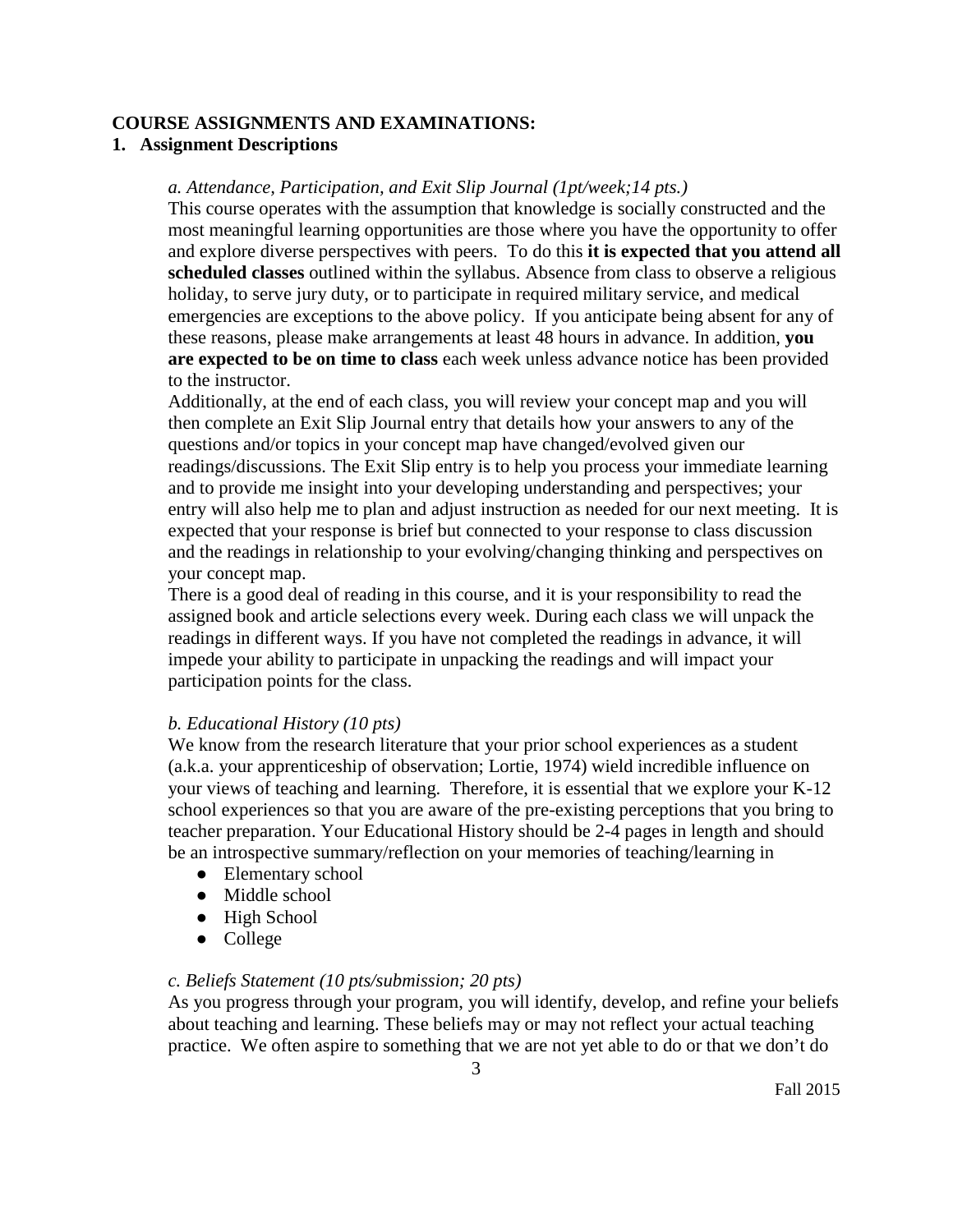**COURSE ASSIGNMENTS AND EXAMINATIONS:**

**1. Assignment Descriptions**

*a. Attendance, Participation, and Exit Slip Journal (1pt/week;14 pts.)*

This course operates with the assumption that knowledge is socially constructed and the most meaningful learning opportunities are those where you have the opportunity to offer and explore diverse perspectives with peers. To do this **it is expected that you attend all scheduled classes** outlined within the syllabus. Absence from class to observe a religious holiday, to serve jury duty, or to participate in required military service, and medical emergencies are exceptions to the above policy. If you anticipate being absent for any of these reasons, please make arrangements at least 48 hours in advance. In addition, **you are expected to be on time to class** each week unless advance notice has been provided to the instructor.

Additionally, at the end of each class, you will review your concept map and you will then complete an Exit Slip Journal entry that details how your answers to any of the questions and/or topics in your concept map have changed/evolved given our readings/discussions. The Exit Slip entry is to help you process your immediate learning and to provide me insight into your developing understanding and perspectives; your entry will also help me to plan and adjust instruction as needed for our next meeting. It is expected that your response is brief but connected to your response to class discussion and the readings in relationship to your evolving/changing thinking and perspectives on your concept map.

There is a good deal of reading in this course, and it is your responsibility to read the assigned book and article selections every week. During each class we will unpack the readings in different ways. If you have not completed the readings in advance, it will impede your ability to participate in unpacking the readings and will impact your participation points for the class.

*b. Educational History (10 pts)*

We know from the research literature that your prior school experiences as a student (a.k.a. your apprenticeship of observation; Lortie, 1974) wield incredible influence on your views of teaching and learning. Therefore, it is essential that we explore your K-12 school experiences so that you are aware of the pre-existing perceptions that you bring to teacher preparation. Your Educational History should be 2-4 pages in length and should be an introspective summary/reflection on your memories of teaching/learning in

- Elementary school
- Middle school
- High School
- College

*c. Beliefs Statement (10 pts/submission; 20 pts)*

As you progress through your program, you will identify, develop, and refine your beliefs about teaching and learning. These beliefs may or may not reflect your actual teaching practice. We often aspire to something that we are not yet able to do or that we don't do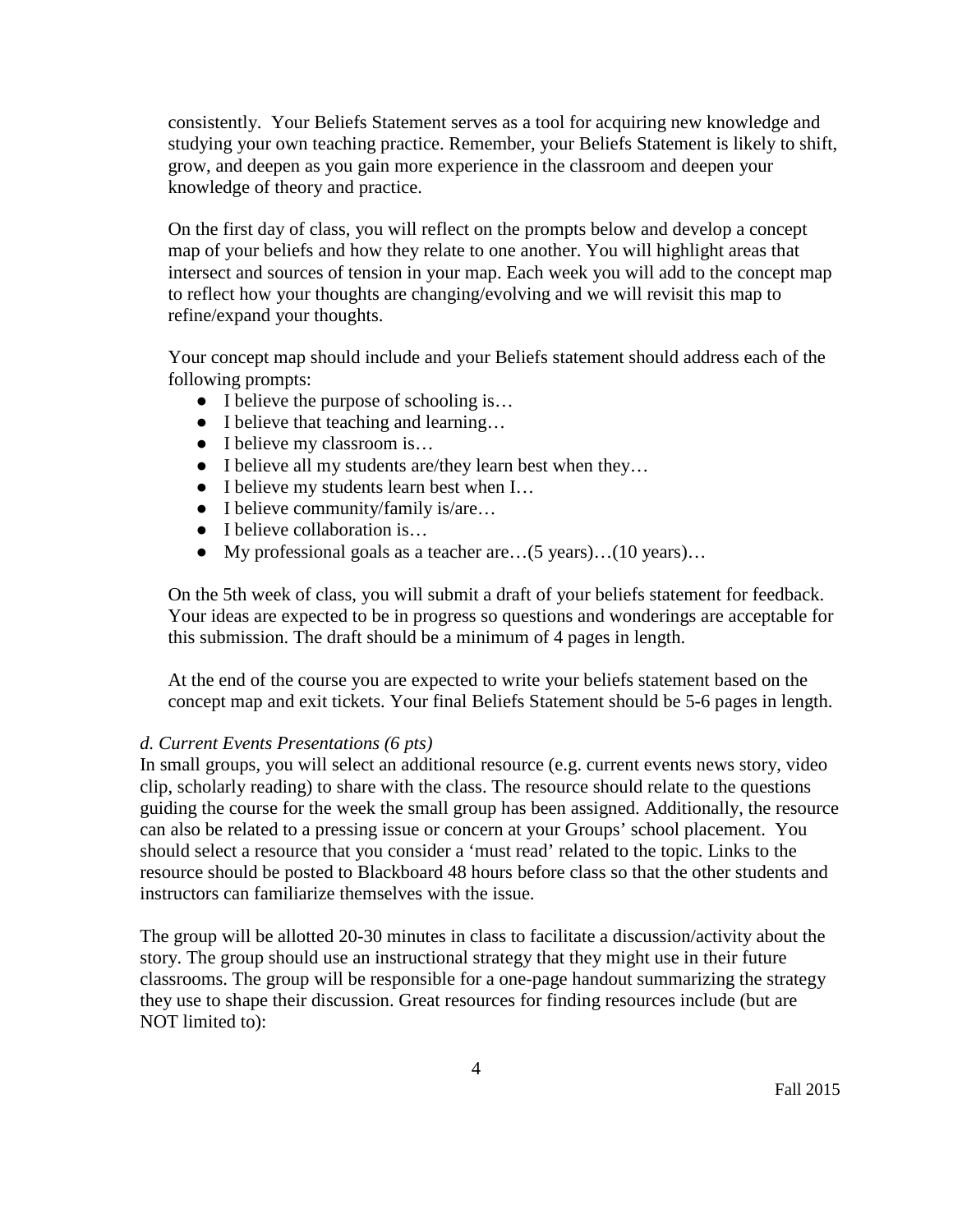consistently. Your Beliefs Statement serves as a tool for acquiring new knowledge and studying your own teaching practice. Remember, your Beliefs Statement is likely to shift, grow, and deepen as you gain more experience in the classroom and deepen your knowledge of theory and practice.

On the first day of class, you will reflect on the prompts below and develop a concept map of your beliefs and how they relate to one another. You will highlight areas that intersect and sources of tension in your map. Each week you will add to the concept map to reflect how your thoughts are changing/evolving and we will revisit this map to refine/expand your thoughts.

Your concept map should include and your Beliefs statement should address each of the following prompts:

- I believe the purpose of schooling is…
- I believe that teaching and learning…
- I believe my classroom is…
- I believe all my students are/they learn best when they…
- I believe my students learn best when I…
- I believe community/family is/are…
- I believe collaboration is…
- My professional goals as a teacher are…(5 years)…(10 years)…

On the 5th week of class, you will submit a draft of your beliefs statement for feedback. Your ideas are expected to be in progress so questions and wonderings are acceptable for this submission. The draft should be a minimum of 4 pages in length.

At the end of the course you are expected to write your beliefs statement based on the concept map and exit tickets. Your final Beliefs Statement should be 5-6 pages in length.

*d. Current Events Presentations (6 pts)*

In small groups, you will select an additional resource (e.g. current events news story, video clip, scholarly reading) to share with the class. The resource should relate to the questions guiding the course for the week the small group has been assigned. Additionally, the resource can also be related to a pressing issue or concern at your Groups' school placement. You should select a resource that you consider a 'must read' related to the topic. Links to the resource should be posted to Blackboard 48 hours before class so that the other students and instructors can familiarize themselves with the issue.

The group will be allotted 20-30 minutes in class to facilitate a discussion/activity about the story. The group should use an instructional strategy that they might use in their future classrooms. The group will be responsible for a one-page handout summarizing the strategy they use to shape their discussion. Great resources for finding resources include (but are NOT limited to):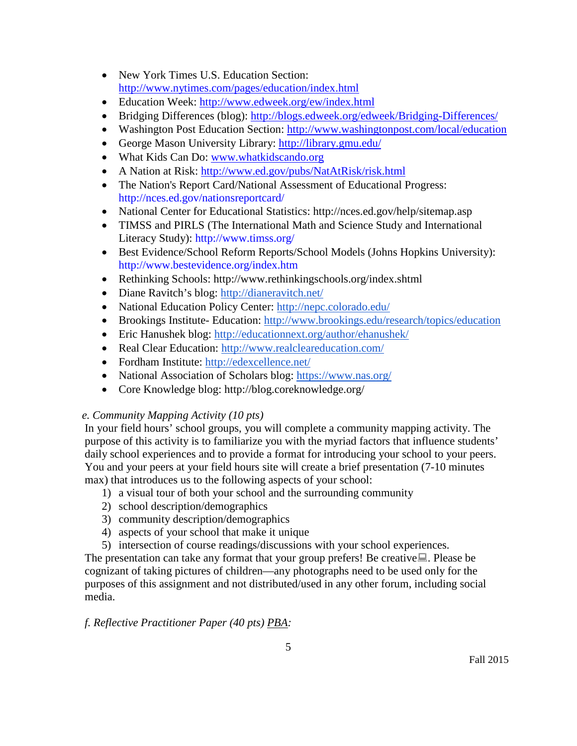- New York Times U.S. Education Section: http://www.nytimes.com/pages/education/index.html
- Education Week: http://www.edweek.org/ew/index.html
- Bridging Differences (blog): http://blogs.edweek.org/edweek/Bridging-Differences/
- Washington Post Education Section: http://www.washingtonpost.com/local/education
- George Mason University Library: http://library.gmu.edu/
- What Kids Can Do: www.whatkidscando.org
- A Nation at Risk: http://www.ed.gov/pubs/NatAtRisk/risk.html
- The Nation's Report Card/National Assessment of Educational Progress: http://nces.ed.gov/nationsreportcard/
- National Center for Educational Statistics: http://nces.ed.gov/help/sitemap.asp
- TIMSS and PIRLS (The International Math and Science Study and International Literacy Study): http://www.timss.org/
- Best Evidence/School Reform Reports/School Models (Johns Hopkins University): http://www.bestevidence.org/index.htm
- Rethinking Schools: http://www.rethinkingschools.org/index.shtml
- Diane Ravitch's blog: http://dianeravitch.net/
- National Education Policy Center: http://nepc.colorado.edu/
- Brookings Institute- Education: http://www.brookings.edu/research/topics/education
- Eric Hanushek blog: http://educationnext.org/author/ehanushek/
- Real Clear Education: http://www.realcleareducation.com/
- Fordham Institute: http://edexcellence.net/
- National Association of Scholars blog: https://www.nas.org/
- Core Knowledge blog: http://blog.coreknowledge.org/

*e. Community Mapping Activity (10 pts)*

In your field hours' school groups, you will complete a community mapping activity. The purpose of this activity is to familiarize you with the myriad factors that influence students' daily school experiences and to provide a format for introducing your school to your peers. You and your peers at your field hours site will create a brief presentation (7-10 minutes max) that introduces us to the following aspects of your school:

1) a visual tour of both your school and the surrounding community
2) school description/demographics
3) community description/demographics
4) aspects of your school that make it unique
5) intersection of course readings/discussions with your school experiences.

The presentation can take any format that your group prefers! Be creative. Please be cognizant of taking pictures of children—any photographs need to be used only for the purposes of this assignment and not distributed/used in any other forum, including social media.

*f. Reflective Practitioner Paper (40 pts)* *PBA*: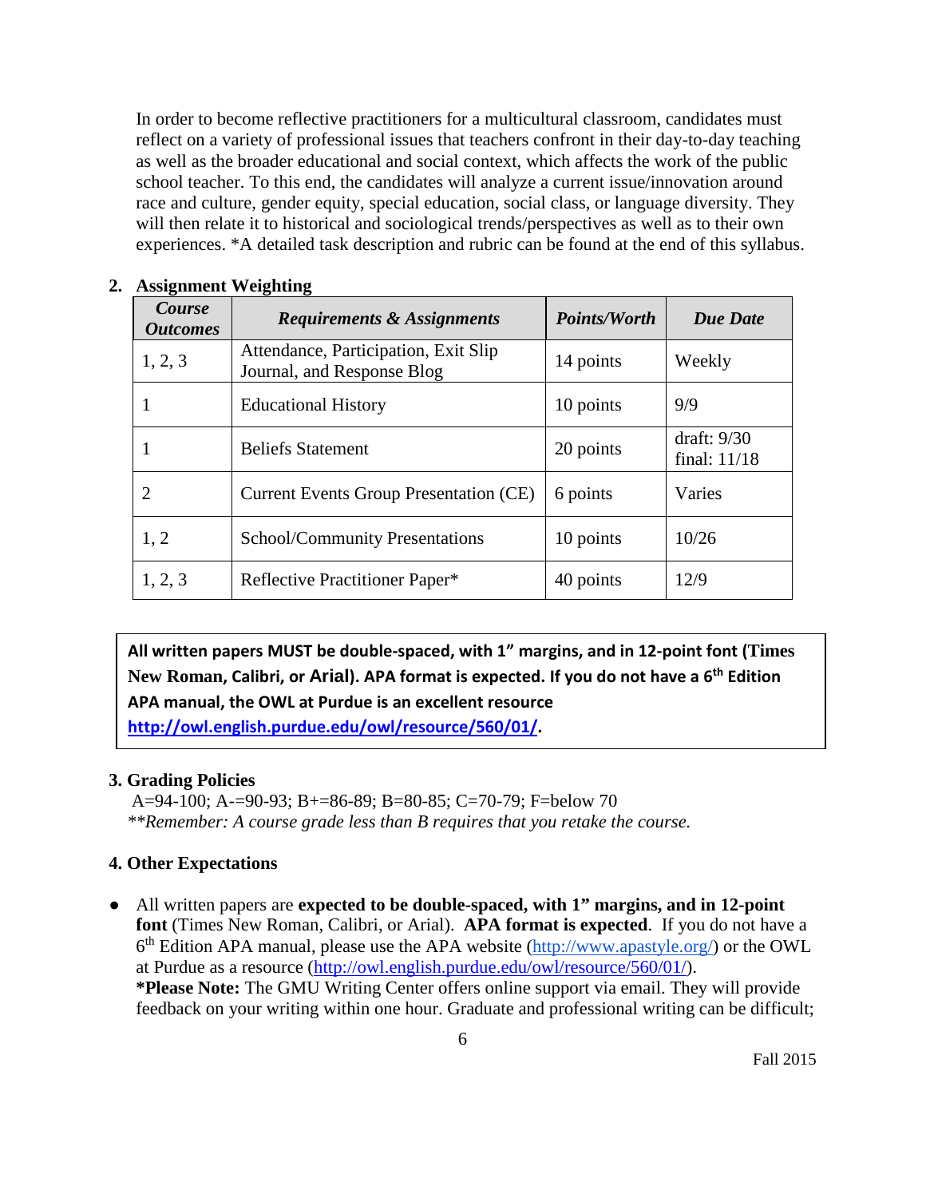In order to become reflective practitioners for a multicultural classroom, candidates must reflect on a variety of professional issues that teachers confront in their day-to-day teaching as well as the broader educational and social context, which affects the work of the public school teacher. To this end, the candidates will analyze a current issue/innovation around race and culture, gender equity, special education, social class, or language diversity. They will then relate it to historical and sociological trends/perspectives as well as to their own experiences. *A detailed task description and rubric can be found at the end of this syllabus.

## 2. Assignment Weighting

| ***Course Outcomes*** | ***Requirements & Assignments*** | ***Points/Worth*** | ***Due Date*** |
|---|---|---|---|
| 1, 2, 3 | Attendance, Participation, Exit Slip Journal, and Response Blog | 14 points | Weekly |
| 1 | Educational History | 10 points | 9/9 |
| 1 | Beliefs Statement | 20 points | draft: 9/30<br>final: 11/18 |
| 2 | Current Events Group Presentation (CE) | 6 points | Varies |
| 1, 2 | School/Community Presentations | 10 points | 10/26 |
| 1, 2, 3 | Reflective Practitioner Paper* | 40 points | 12/9 |

> **All written papers MUST be double-spaced, with 1" margins, and in 12-point font (Times New Roman, Calibri, or Arial). APA format is expected. If you do not have a 6th Edition APA manual, the OWL at Purdue is an excellent resource [http://owl.english.purdue.edu/owl/resource/560/01/](http://owl.english.purdue.edu/owl/resource/560/01/).**

## 3. Grading Policies

A=94-100; A-=90-93; B+=86-89; B=80-85; C=70-79; F=below 70

***Remember: A course grade less than B requires that you retake the course.*

## 4. Other Expectations

- All written papers are **expected to be double-spaced, with 1" margins, and in 12-point font** (Times New Roman, Calibri, or Arial). **APA format is expected**. If you do not have a 6th Edition APA manual, please use the APA website (http://www.apastyle.org/) or the OWL at Purdue as a resource (http://owl.english.purdue.edu/owl/resource/560/01/).
  **\*Please Note:** The GMU Writing Center offers online support via email. They will provide feedback on your writing within one hour. Graduate and professional writing can be difficult;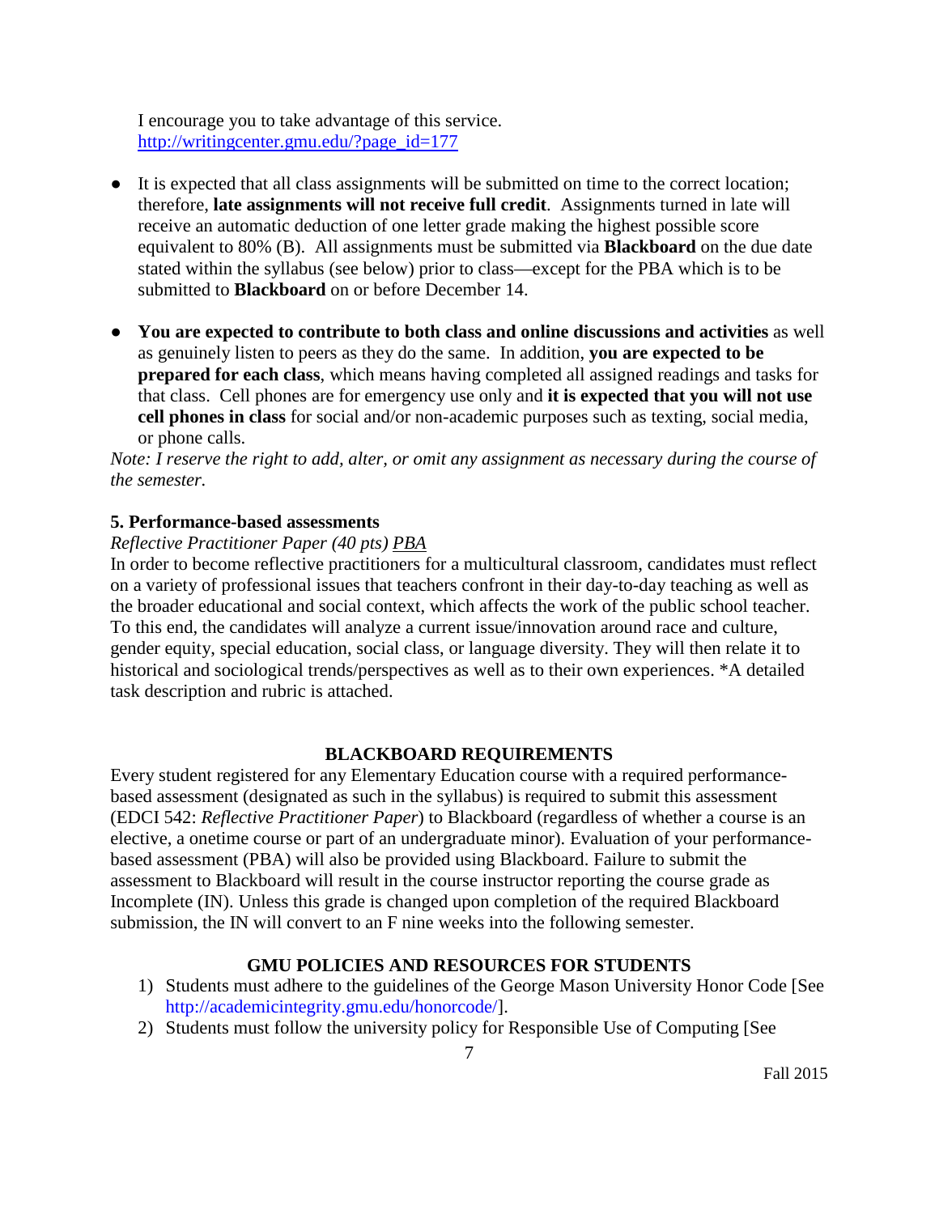I encourage you to take advantage of this service. http://writingcenter.gmu.edu/?page_id=177

- It is expected that all class assignments will be submitted on time to the correct location; therefore, **late assignments will not receive full credit**. Assignments turned in late will receive an automatic deduction of one letter grade making the highest possible score equivalent to 80% (B). All assignments must be submitted via **Blackboard** on the due date stated within the syllabus (see below) prior to class—except for the PBA which is to be submitted to **Blackboard** on or before December 14.

- **You are expected to contribute to both class and online discussions and activities** as well as genuinely listen to peers as they do the same. In addition, **you are expected to be prepared for each class**, which means having completed all assigned readings and tasks for that class. Cell phones are for emergency use only and **it is expected that you will not use cell phones in class** for social and/or non-academic purposes such as texting, social media, or phone calls.

*Note: I reserve the right to add, alter, or omit any assignment as necessary during the course of the semester.*

### 5. Performance-based assessments

*Reflective Practitioner Paper (40 pts)* _PBA_

In order to become reflective practitioners for a multicultural classroom, candidates must reflect on a variety of professional issues that teachers confront in their day-to-day teaching as well as the broader educational and social context, which affects the work of the public school teacher. To this end, the candidates will analyze a current issue/innovation around race and culture, gender equity, special education, social class, or language diversity. They will then relate it to historical and sociological trends/perspectives as well as to their own experiences. *A detailed task description and rubric is attached.

## BLACKBOARD REQUIREMENTS

Every student registered for any Elementary Education course with a required performance-based assessment (designated as such in the syllabus) is required to submit this assessment (EDCI 542: *Reflective Practitioner Paper*) to Blackboard (regardless of whether a course is an elective, a onetime course or part of an undergraduate minor). Evaluation of your performance-based assessment (PBA) will also be provided using Blackboard. Failure to submit the assessment to Blackboard will result in the course instructor reporting the course grade as Incomplete (IN). Unless this grade is changed upon completion of the required Blackboard submission, the IN will convert to an F nine weeks into the following semester.

## GMU POLICIES AND RESOURCES FOR STUDENTS

1) Students must adhere to the guidelines of the George Mason University Honor Code [See http://academicintegrity.gmu.edu/honorcode/].
2) Students must follow the university policy for Responsible Use of Computing [See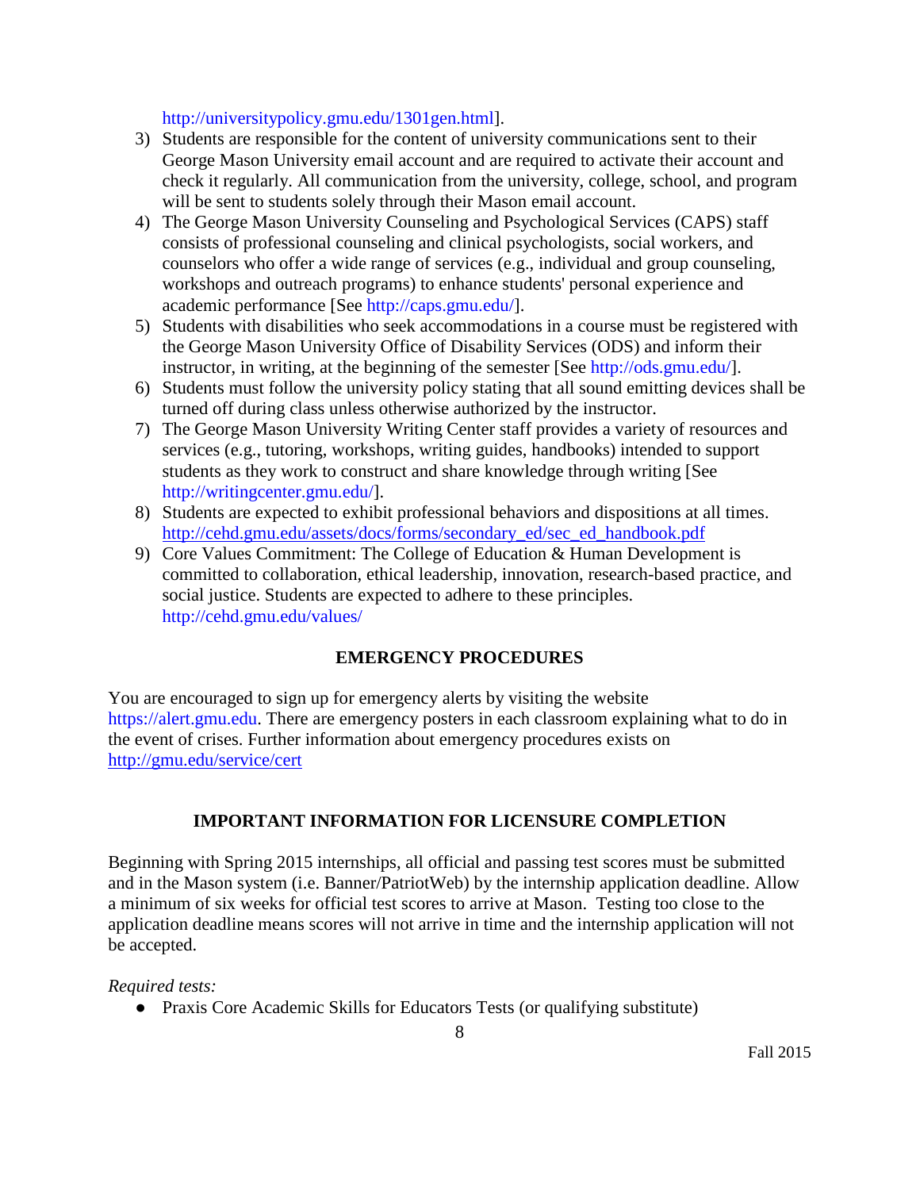http://universitypolicy.gmu.edu/1301gen.html].

3) Students are responsible for the content of university communications sent to their George Mason University email account and are required to activate their account and check it regularly. All communication from the university, college, school, and program will be sent to students solely through their Mason email account.
4) The George Mason University Counseling and Psychological Services (CAPS) staff consists of professional counseling and clinical psychologists, social workers, and counselors who offer a wide range of services (e.g., individual and group counseling, workshops and outreach programs) to enhance students' personal experience and academic performance [See http://caps.gmu.edu/].
5) Students with disabilities who seek accommodations in a course must be registered with the George Mason University Office of Disability Services (ODS) and inform their instructor, in writing, at the beginning of the semester [See http://ods.gmu.edu/].
6) Students must follow the university policy stating that all sound emitting devices shall be turned off during class unless otherwise authorized by the instructor.
7) The George Mason University Writing Center staff provides a variety of resources and services (e.g., tutoring, workshops, writing guides, handbooks) intended to support students as they work to construct and share knowledge through writing [See http://writingcenter.gmu.edu/].
8) Students are expected to exhibit professional behaviors and dispositions at all times. http://cehd.gmu.edu/assets/docs/forms/secondary_ed/sec_ed_handbook.pdf
9) Core Values Commitment: The College of Education & Human Development is committed to collaboration, ethical leadership, innovation, research-based practice, and social justice. Students are expected to adhere to these principles. http://cehd.gmu.edu/values/

## EMERGENCY PROCEDURES

You are encouraged to sign up for emergency alerts by visiting the website https://alert.gmu.edu. There are emergency posters in each classroom explaining what to do in the event of crises. Further information about emergency procedures exists on http://gmu.edu/service/cert

## IMPORTANT INFORMATION FOR LICENSURE COMPLETION

Beginning with Spring 2015 internships, all official and passing test scores must be submitted and in the Mason system (i.e. Banner/PatriotWeb) by the internship application deadline. Allow a minimum of six weeks for official test scores to arrive at Mason. Testing too close to the application deadline means scores will not arrive in time and the internship application will not be accepted.

*Required tests:*

- Praxis Core Academic Skills for Educators Tests (or qualifying substitute)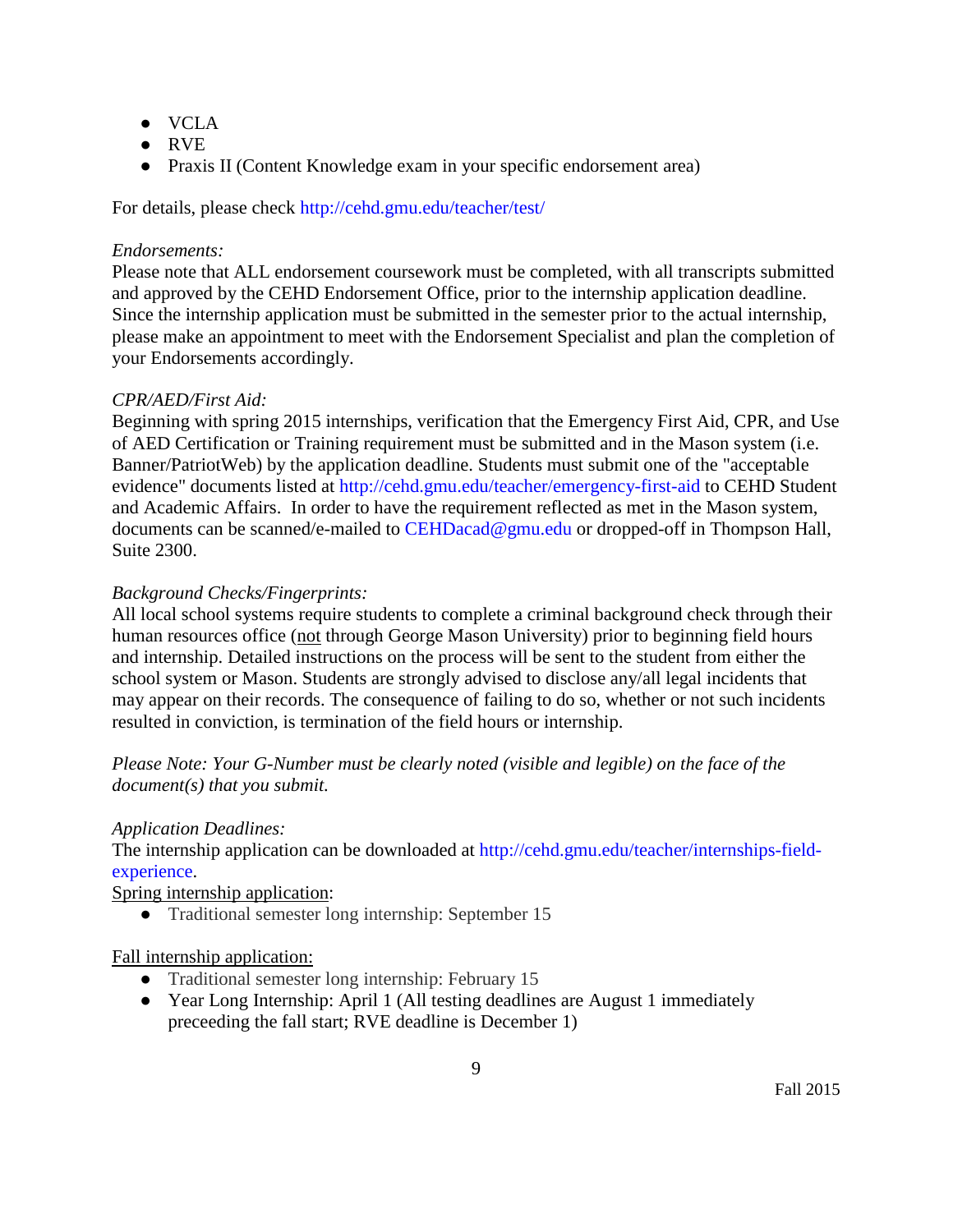- VCLA
- RVE
- Praxis II (Content Knowledge exam in your specific endorsement area)

For details, please check http://cehd.gmu.edu/teacher/test/

*Endorsements:*
Please note that ALL endorsement coursework must be completed, with all transcripts submitted and approved by the CEHD Endorsement Office, prior to the internship application deadline. Since the internship application must be submitted in the semester prior to the actual internship, please make an appointment to meet with the Endorsement Specialist and plan the completion of your Endorsements accordingly.

*CPR/AED/First Aid:*
Beginning with spring 2015 internships, verification that the Emergency First Aid, CPR, and Use of AED Certification or Training requirement must be submitted and in the Mason system (i.e. Banner/PatriotWeb) by the application deadline. Students must submit one of the "acceptable evidence" documents listed at http://cehd.gmu.edu/teacher/emergency-first-aid to CEHD Student and Academic Affairs. In order to have the requirement reflected as met in the Mason system, documents can be scanned/e-mailed to CEHDacad@gmu.edu or dropped-off in Thompson Hall, Suite 2300.

*Background Checks/Fingerprints:*
All local school systems require students to complete a criminal background check through their human resources office (<u>not</u> through George Mason University) prior to beginning field hours and internship. Detailed instructions on the process will be sent to the student from either the school system or Mason. Students are strongly advised to disclose any/all legal incidents that may appear on their records. The consequence of failing to do so, whether or not such incidents resulted in conviction, is termination of the field hours or internship.

*Please Note: Your G-Number must be clearly noted (visible and legible) on the face of the document(s) that you submit.*

*Application Deadlines:*
The internship application can be downloaded at http://cehd.gmu.edu/teacher/internships-field-experience.

<u>Spring internship application</u>:

- Traditional semester long internship: September 15

<u>Fall internship application:</u>

- Traditional semester long internship: February 15
- Year Long Internship: April 1 (All testing deadlines are August 1 immediately preceeding the fall start; RVE deadline is December 1)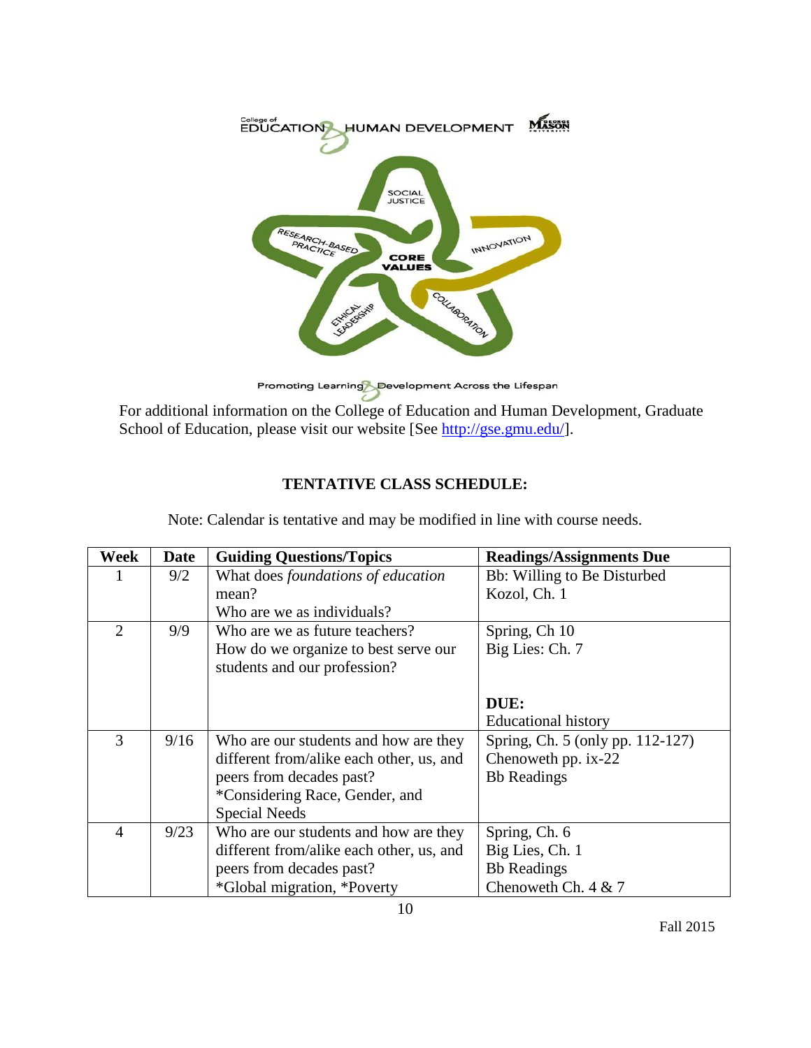For additional information on the College of Education and Human Development, Graduate School of Education, please visit our website [See http://gse.gmu.edu/].

**TENTATIVE CLASS SCHEDULE:**

Note: Calendar is tentative and may be modified in line with course needs.

| Week | Date | Guiding Questions/Topics | Readings/Assignments Due |
|---|---|---|---|
| 1 | 9/2 | What does *foundations of education* mean?<br>Who are we as individuals? | Bb: Willing to Be Disturbed<br>Kozol, Ch. 1 |
| 2 | 9/9 | Who are we as future teachers?<br>How do we organize to best serve our students and our profession? | Spring, Ch 10<br>Big Lies: Ch. 7<br><br>**DUE:**<br>Educational history |
| 3 | 9/16 | Who are our students and how are they different from/alike each other, us, and peers from decades past?<br>*Considering Race, Gender, and Special Needs | Spring, Ch. 5 (only pp. 112-127)<br>Chenoweth pp. ix-22<br>Bb Readings |
| 4 | 9/23 | Who are our students and how are they different from/alike each other, us, and peers from decades past?<br>*Global migration, *Poverty | Spring, Ch. 6<br>Big Lies, Ch. 1<br>Bb Readings<br>Chenoweth Ch. 4 & 7 |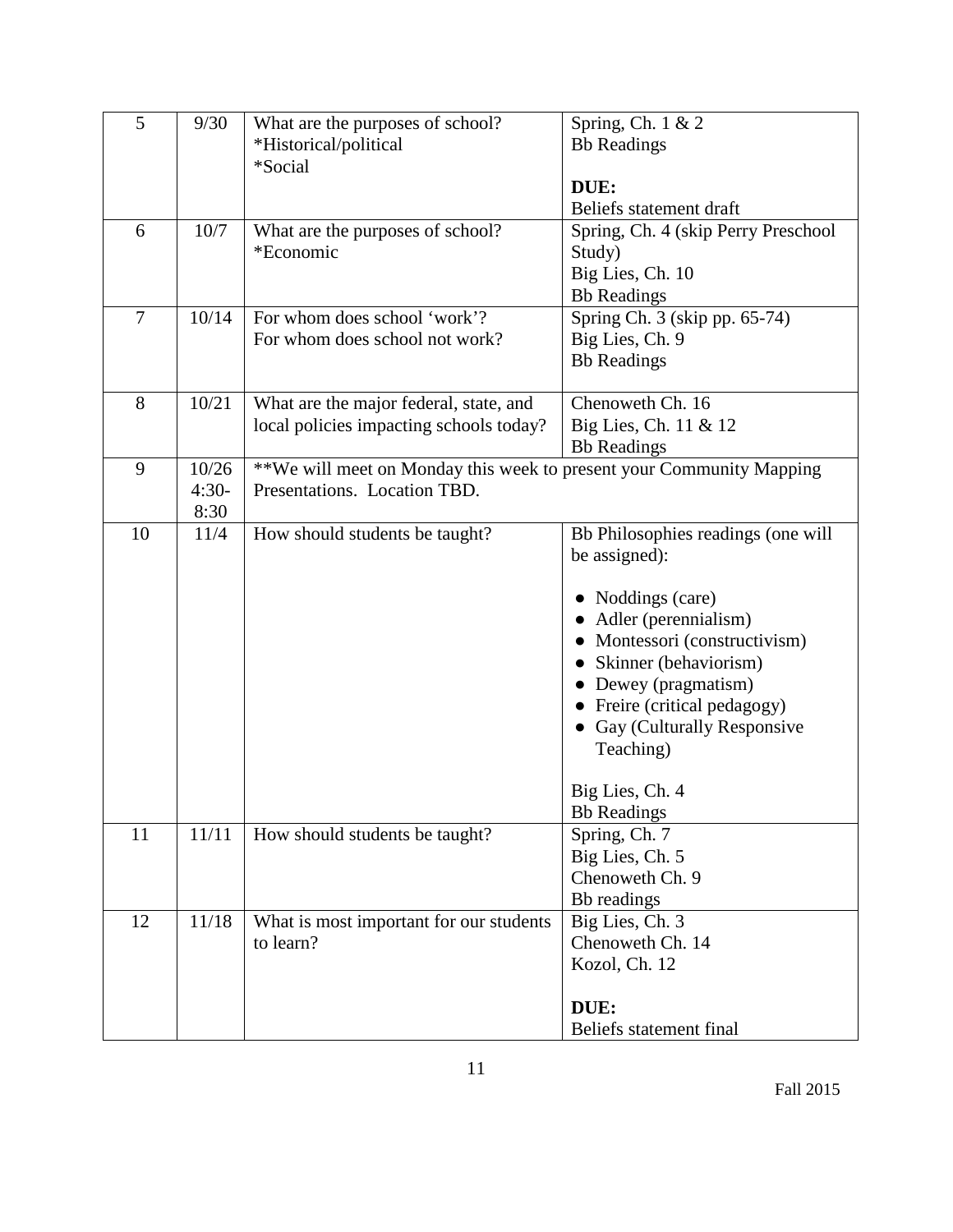| 5 | 9/30 | What are the purposes of school?<br>*Historical/political<br>*Social | Spring, Ch. 1 & 2<br>Bb Readings<br><br>**DUE:**<br>Beliefs statement draft |
|---|---|---|---|
| 6 | 10/7 | What are the purposes of school?<br>*Economic | Spring, Ch. 4 (skip Perry Preschool Study)<br>Big Lies, Ch. 10<br>Bb Readings |
| 7 | 10/14 | For whom does school 'work'?<br>For whom does school not work? | Spring Ch. 3 (skip pp. 65-74)<br>Big Lies, Ch. 9<br>Bb Readings |
| 8 | 10/21 | What are the major federal, state, and local policies impacting schools today? | Chenoweth Ch. 16<br>Big Lies, Ch. 11 & 12<br>Bb Readings |
| 9 | 10/26<br>4:30-<br>8:30 | **We will meet on Monday this week to present your Community Mapping Presentations. Location TBD. | |
| 10 | 11/4 | How should students be taught? | Bb Philosophies readings (one will be assigned):<br><br>● Noddings (care)<br>● Adler (perennialism)<br>● Montessori (constructivism)<br>● Skinner (behaviorism)<br>● Dewey (pragmatism)<br>● Freire (critical pedagogy)<br>● Gay (Culturally Responsive Teaching)<br><br>Big Lies, Ch. 4<br>Bb Readings |
| 11 | 11/11 | How should students be taught? | Spring, Ch. 7<br>Big Lies, Ch. 5<br>Chenoweth Ch. 9<br>Bb readings |
| 12 | 11/18 | What is most important for our students to learn? | Big Lies, Ch. 3<br>Chenoweth Ch. 14<br>Kozol, Ch. 12<br><br>**DUE:**<br>Beliefs statement final |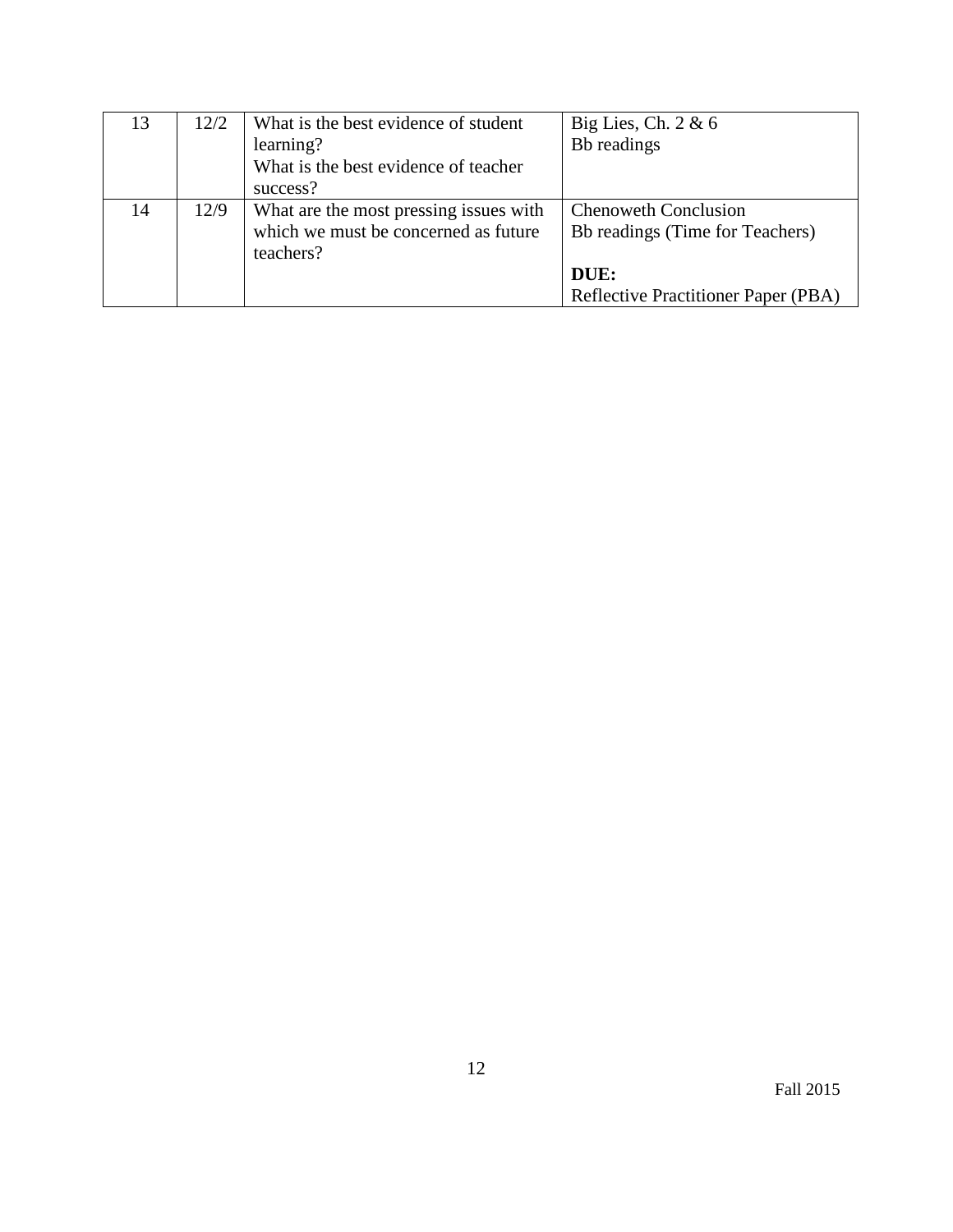| | | | |
|---|---|---|---|
| 13 | 12/2 | What is the best evidence of student learning?<br>What is the best evidence of teacher success? | Big Lies, Ch. 2 & 6<br>Bb readings |
| 14 | 12/9 | What are the most pressing issues with which we must be concerned as future teachers? | Chenoweth Conclusion<br>Bb readings (Time for Teachers)<br><br>**DUE:**<br>Reflective Practitioner Paper (PBA) |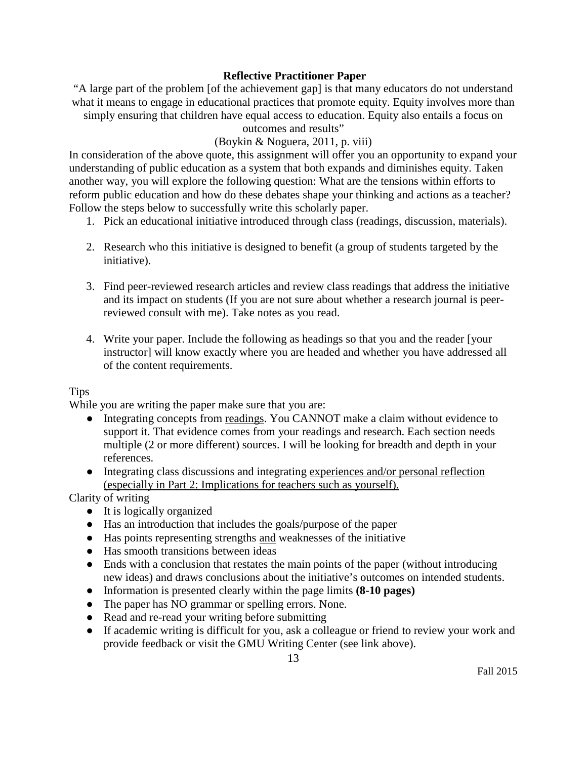## Reflective Practitioner Paper

"A large part of the problem [of the achievement gap] is that many educators do not understand what it means to engage in educational practices that promote equity. Equity involves more than simply ensuring that children have equal access to education. Equity also entails a focus on outcomes and results"

(Boykin & Noguera, 2011, p. viii)

In consideration of the above quote, this assignment will offer you an opportunity to expand your understanding of public education as a system that both expands and diminishes equity. Taken another way, you will explore the following question: What are the tensions within efforts to reform public education and how do these debates shape your thinking and actions as a teacher? Follow the steps below to successfully write this scholarly paper.

1. Pick an educational initiative introduced through class (readings, discussion, materials).
2. Research who this initiative is designed to benefit (a group of students targeted by the initiative).
3. Find peer-reviewed research articles and review class readings that address the initiative and its impact on students (If you are not sure about whether a research journal is peer-reviewed consult with me). Take notes as you read.
4. Write your paper. Include the following as headings so that you and the reader [your instructor] will know exactly where you are headed and whether you have addressed all of the content requirements.

Tips

While you are writing the paper make sure that you are:

- Integrating concepts from <u>readings</u>. You CANNOT make a claim without evidence to support it. That evidence comes from your readings and research. Each section needs multiple (2 or more different) sources. I will be looking for breadth and depth in your references.
- Integrating class discussions and integrating <u>experiences and/or personal reflection (especially in Part 2: Implications for teachers such as yourself).</u>

Clarity of writing

- It is logically organized
- Has an introduction that includes the goals/purpose of the paper
- Has points representing strengths <u>and</u> weaknesses of the initiative
- Has smooth transitions between ideas
- Ends with a conclusion that restates the main points of the paper (without introducing new ideas) and draws conclusions about the initiative's outcomes on intended students.
- Information is presented clearly within the page limits **(8-10 pages)**
- The paper has NO grammar or spelling errors. None.
- Read and re-read your writing before submitting
- If academic writing is difficult for you, ask a colleague or friend to review your work and provide feedback or visit the GMU Writing Center (see link above).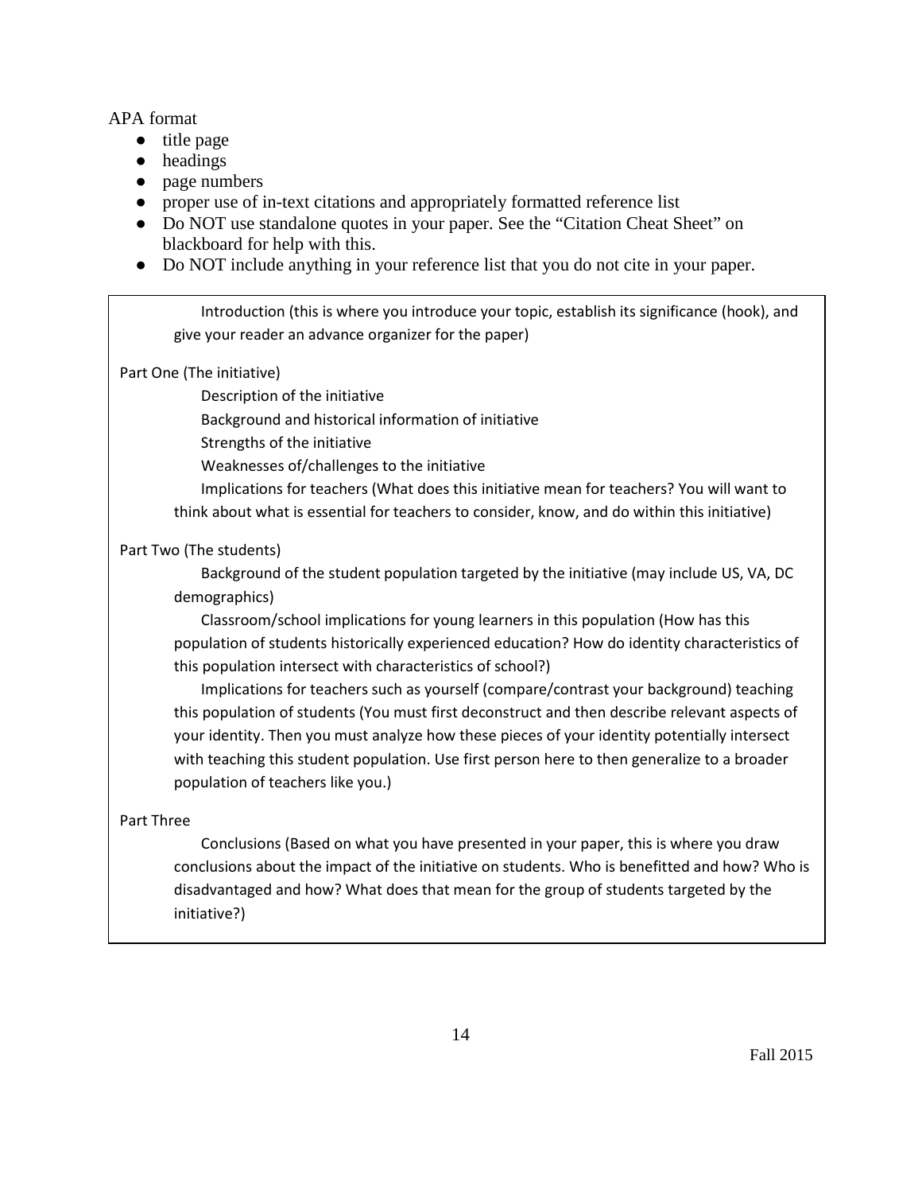APA format

- title page
- headings
- page numbers
- proper use of in-text citations and appropriately formatted reference list
- Do NOT use standalone quotes in your paper. See the "Citation Cheat Sheet" on blackboard for help with this.
- Do NOT include anything in your reference list that you do not cite in your paper.

Introduction (this is where you introduce your topic, establish its significance (hook), and give your reader an advance organizer for the paper)

Part One (The initiative)

Description of the initiative

Background and historical information of initiative

Strengths of the initiative

Weaknesses of/challenges to the initiative

Implications for teachers (What does this initiative mean for teachers? You will want to think about what is essential for teachers to consider, know, and do within this initiative)

Part Two (The students)

Background of the student population targeted by the initiative (may include US, VA, DC demographics)

Classroom/school implications for young learners in this population (How has this population of students historically experienced education? How do identity characteristics of this population intersect with characteristics of school?)

Implications for teachers such as yourself (compare/contrast your background) teaching this population of students (You must first deconstruct and then describe relevant aspects of your identity. Then you must analyze how these pieces of your identity potentially intersect with teaching this student population. Use first person here to then generalize to a broader population of teachers like you.)

Part Three

Conclusions (Based on what you have presented in your paper, this is where you draw conclusions about the impact of the initiative on students. Who is benefitted and how? Who is disadvantaged and how? What does that mean for the group of students targeted by the initiative?)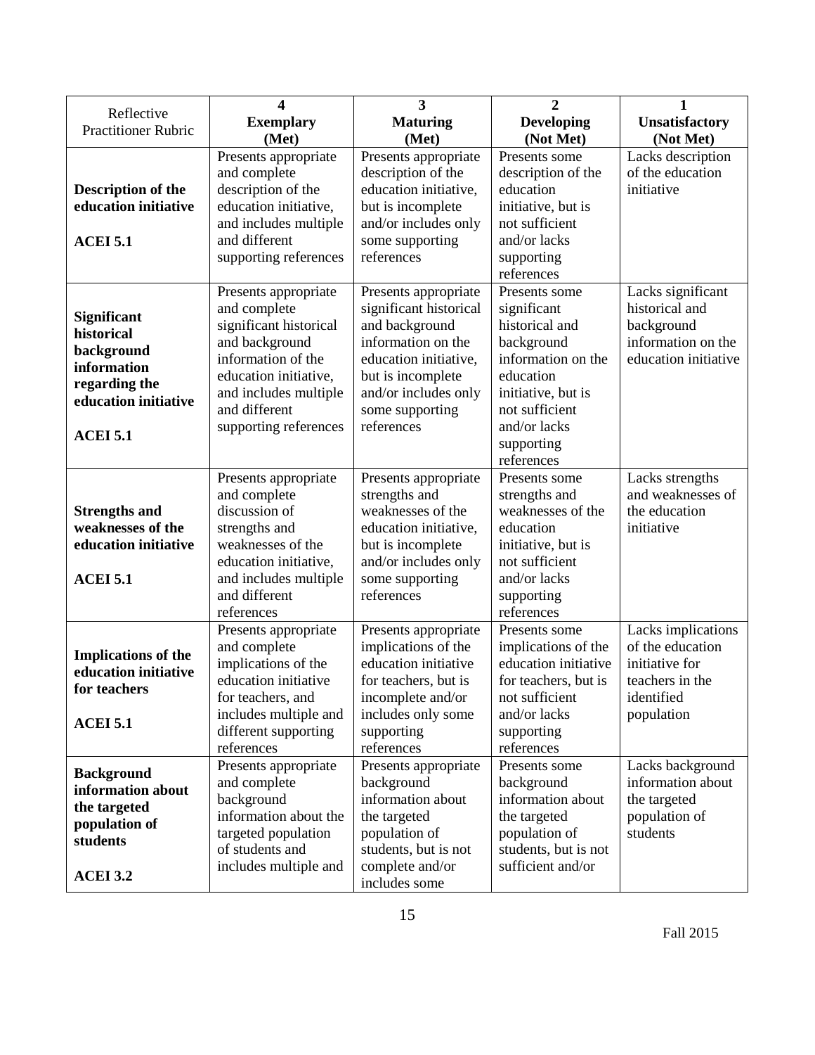| Reflective Practitioner Rubric | **4** **Exemplary** **(Met)** | **3** **Maturing** **(Met)** | **2** **Developing** **(Not Met)** | **1** **Unsatisfactory** **(Not Met)** |
|---|---|---|---|---|
| **Description of the education initiative** **ACEI 5.1** | Presents appropriate and complete description of the education initiative, and includes multiple and different supporting references | Presents appropriate description of the education initiative, but is incomplete and/or includes only some supporting references | Presents some description of the education initiative, but is not sufficient and/or lacks supporting references | Lacks description of the education initiative |
| **Significant historical background information regarding the education initiative** **ACEI 5.1** | Presents appropriate and complete significant historical and background information of the education initiative, and includes multiple and different supporting references | Presents appropriate significant historical and background information on the education initiative, but is incomplete and/or includes only some supporting references | Presents some significant historical and background information on the education initiative, but is not sufficient and/or lacks supporting references | Lacks significant historical and background information on the education initiative |
| **Strengths and weaknesses of the education initiative** **ACEI 5.1** | Presents appropriate and complete discussion of strengths and weaknesses of the education initiative, and includes multiple and different references | Presents appropriate strengths and weaknesses of the education initiative, but is incomplete and/or includes only some supporting references | Presents some strengths and weaknesses of the education initiative, but is not sufficient and/or lacks supporting references | Lacks strengths and weaknesses of the education initiative |
| **Implications of the education initiative for teachers** **ACEI 5.1** | Presents appropriate and complete implications of the education initiative for teachers, and includes multiple and different supporting references | Presents appropriate implications of the education initiative for teachers, but is incomplete and/or includes only some supporting references | Presents some implications of the education initiative for teachers, but is not sufficient and/or lacks supporting references | Lacks implications of the education initiative for teachers in the identified population |
| **Background information about the targeted population of students** **ACEI 3.2** | Presents appropriate and complete background information about the targeted population of students and includes multiple and | Presents appropriate background information about the targeted population of students, but is not complete and/or includes some | Presents some background information about the targeted population of students, but is not sufficient and/or | Lacks background information about the targeted population of students |

Fall 2015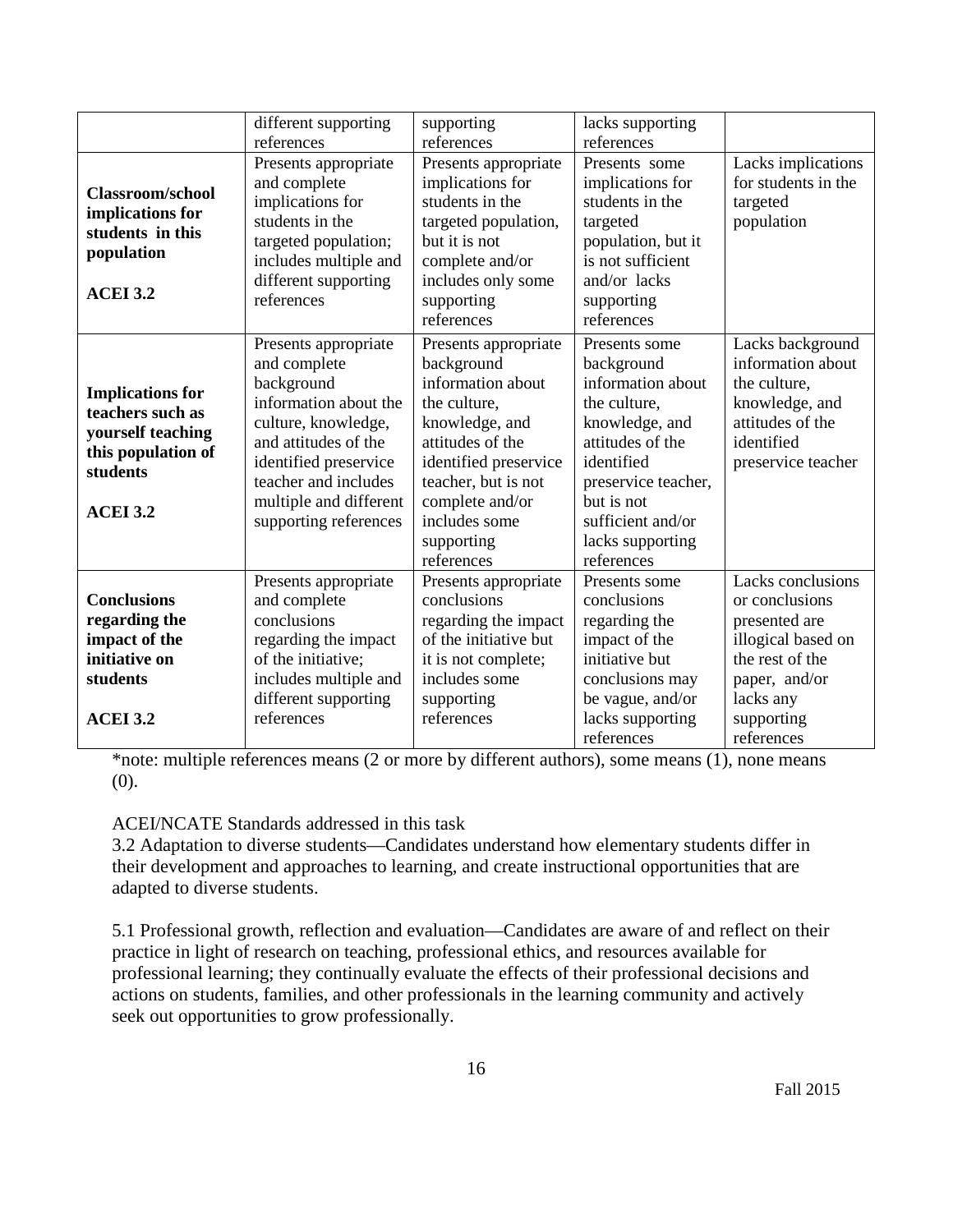| | | | | |
|---|---|---|---|---|
| | different supporting references | supporting references | lacks supporting references | |
| **Classroom/school implications for students in this population**<br><br>**ACEI 3.2** | Presents appropriate and complete implications for students in the targeted population; includes multiple and different supporting references | Presents appropriate implications for students in the targeted population, but it is not complete and/or includes only some supporting references | Presents some implications for students in the targeted population, but it is not sufficient and/or lacks supporting references | Lacks implications for students in the targeted population |
| **Implications for teachers such as yourself teaching this population of students**<br><br>**ACEI 3.2** | Presents appropriate and complete background information about the culture, knowledge, and attitudes of the identified preservice teacher and includes multiple and different supporting references | Presents appropriate background information about the culture, knowledge, and attitudes of the identified preservice teacher, but is not complete and/or includes some supporting references | Presents some background information about the culture, knowledge, and attitudes of the identified preservice teacher, but is not sufficient and/or lacks supporting references | Lacks background information about the culture, knowledge, and attitudes of the identified preservice teacher |
| **Conclusions regarding the impact of the initiative on students**<br><br>**ACEI 3.2** | Presents appropriate and complete conclusions regarding the impact of the initiative; includes multiple and different supporting references | Presents appropriate conclusions regarding the impact of the initiative but it is not complete; includes some supporting references | Presents some conclusions regarding the impact of the initiative but conclusions may be vague, and/or lacks supporting references | Lacks conclusions or conclusions presented are illogical based on the rest of the paper, and/or lacks any supporting references |

*note: multiple references means (2 or more by different authors), some means (1), none means (0).

ACEI/NCATE Standards addressed in this task

3.2 Adaptation to diverse students—Candidates understand how elementary students differ in their development and approaches to learning, and create instructional opportunities that are adapted to diverse students.

5.1 Professional growth, reflection and evaluation—Candidates are aware of and reflect on their practice in light of research on teaching, professional ethics, and resources available for professional learning; they continually evaluate the effects of their professional decisions and actions on students, families, and other professionals in the learning community and actively seek out opportunities to grow professionally.

Fall 2015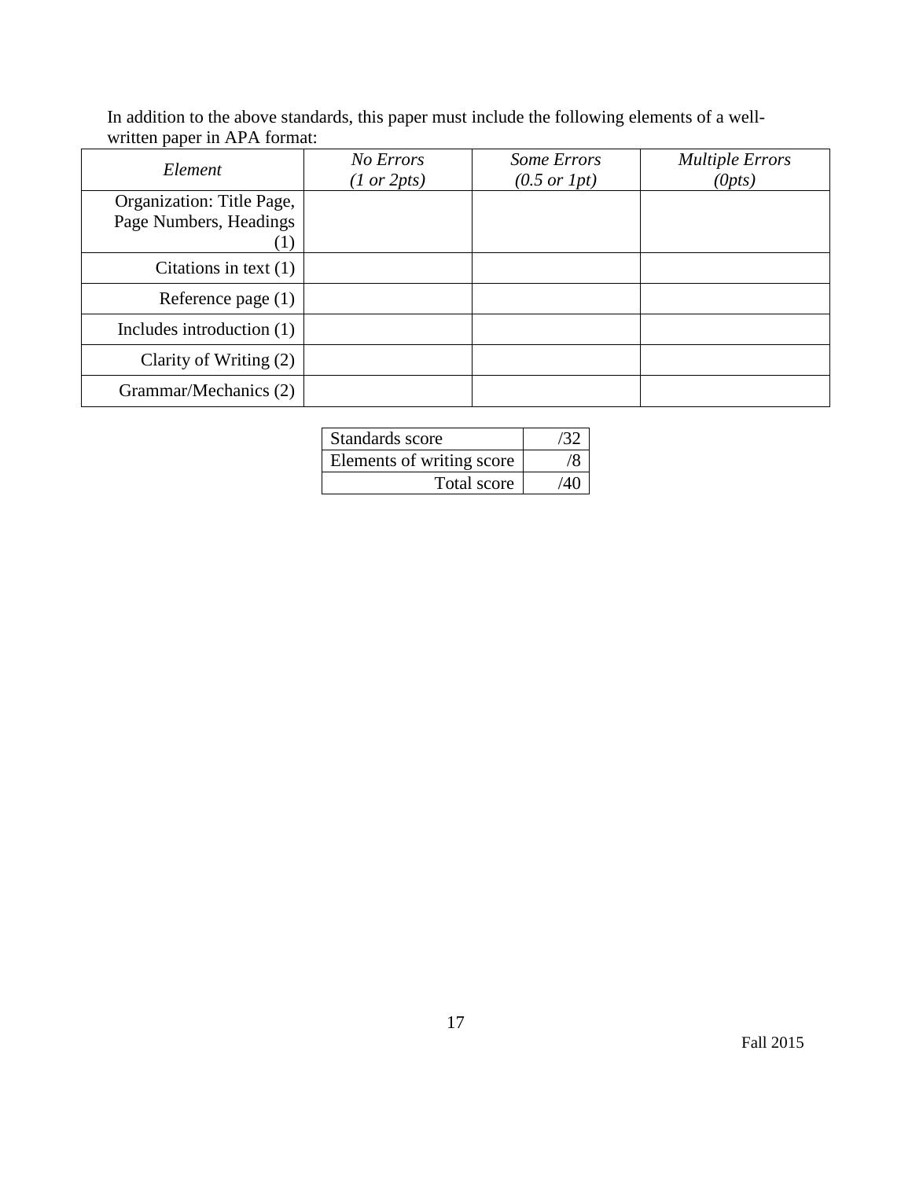In addition to the above standards, this paper must include the following elements of a well-written paper in APA format:

| *Element* | *No Errors (1 or 2pts)* | *Some Errors (0.5 or 1pt)* | *Multiple Errors (0pts)* |
|---|---|---|---|
| Organization: Title Page, Page Numbers, Headings (1) | | | |
| Citations in text (1) | | | |
| Reference page (1) | | | |
| Includes introduction (1) | | | |
| Clarity of Writing (2) | | | |
| Grammar/Mechanics (2) | | | |

| | |
|---|---|
| Standards score | /32 |
| Elements of writing score | /8 |
| Total score | /40 |

Fall 2015